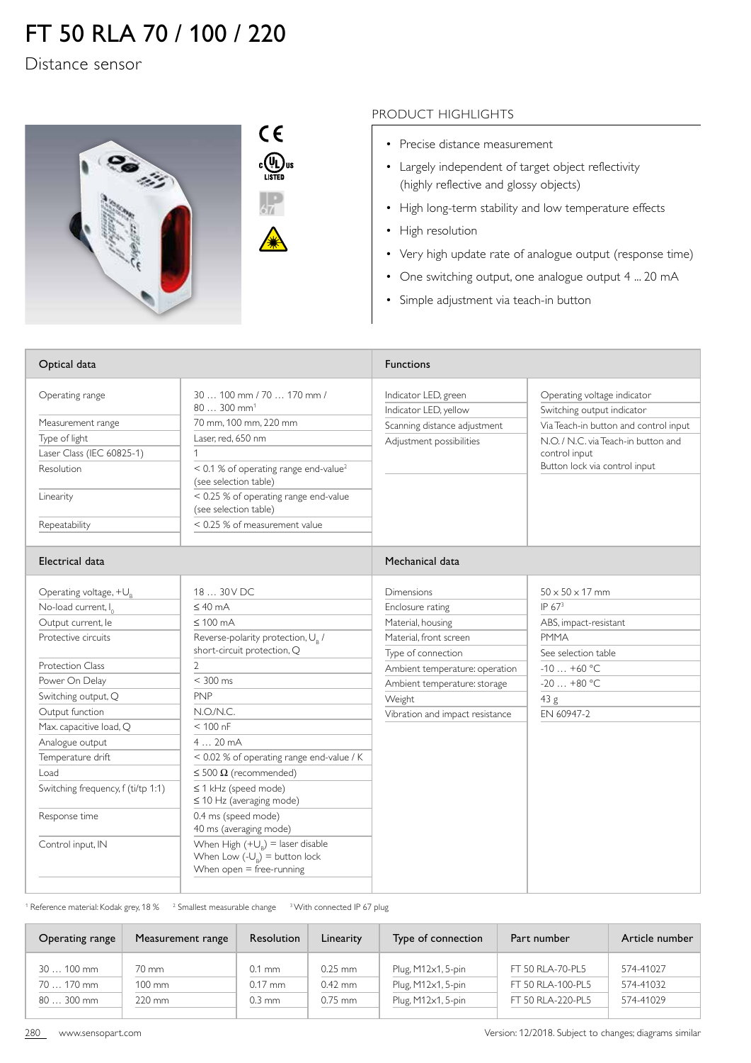# FT 50 RLA 70 / 100 / 220

Distance sensor

## PRODUCT HIGHLIGHTS

- Precise distance measurement
- Largely independent of target object reflectivity (highly reflective and glossy objects)
- High long-term stability and low temperature effects
- High resolution
- Very high update rate of analogue output (response time)
- One switching output, one analogue output 4 ... 20 mA
- Simple adjustment via teach-in button

## Optical data

| | |
|---|---|
| Operating range | 30 … 100 mm / 70 … 170 mm / 80 … 300 mm[1] |
| Measurement range | 70 mm, 100 mm, 220 mm |
| Type of light | Laser, red, 650 nm |
| Laser Class (IEC 60825-1) | 1 |
| Resolution | < 0.1 % of operating range end-value[2] (see selection table) |
| Linearity | < 0.25 % of operating range end-value (see selection table) |
| Repeatability | < 0.25 % of measurement value |

## Functions

| | |
|---|---|
| Indicator LED, green | Operating voltage indicator |
| Indicator LED, yellow | Switching output indicator |
| Scanning distance adjustment | Via Teach-in button and control input |
| Adjustment possibilities | N.O. / N.C. via Teach-in button and control input<br>Button lock via control input |

## Electrical data

| | |
|---|---|
| Operating voltage, $+U_B$ | 18 … 30 V DC |
| No-load current, $I_0$ | ≤ 40 mA |
| Output current, Ie | ≤ 100 mA |
| Protective circuits | Reverse-polarity protection, $U_B$ / short-circuit protection, Q |
| Protection Class | 2 |
| Power On Delay | < 300 ms |
| Switching output, Q | PNP |
| Output function | N.O./N.C. |
| Max. capacitive load, Q | < 100 nF |
| Analogue output | 4 … 20 mA |
| Temperature drift | < 0.02 % of operating range end-value / K |
| Load | ≤ 500 Ω (recommended) |
| Switching frequency, f (ti/tp 1:1) | ≤ 1 kHz (speed mode)<br>≤ 10 Hz (averaging mode) |
| Response time | 0.4 ms (speed mode)<br>40 ms (averaging mode) |
| Control input, IN | When High ($+U_B$) = laser disable<br>When Low ($-U_B$) = button lock<br>When open = free-running |

## Mechanical data

| | |
|---|---|
| Dimensions | 50 x 50 x 17 mm |
| Enclosure rating | IP 67[3] |
| Material, housing | ABS, impact-resistant |
| Material, front screen | PMMA |
| Type of connection | See selection table |
| Ambient temperature: operation | -10 … +60 °C |
| Ambient temperature: storage | -20 … +80 °C |
| Weight | 43 g |
| Vibration and impact resistance | EN 60947-2 |

[1] Reference material: Kodak grey, 18 % [2] Smallest measurable change [3] With connected IP 67 plug

| Operating range | Measurement range | Resolution | Linearity | Type of connection | Part number | Article number |
|---|---|---|---|---|---|---|
| 30 … 100 mm | 70 mm | 0.1 mm | 0.25 mm | Plug, M12x1, 5-pin | FT 50 RLA-70-PL5 | 574-41027 |
| 70 … 170 mm | 100 mm | 0.17 mm | 0.42 mm | Plug, M12x1, 5-pin | FT 50 RLA-100-PL5 | 574-41032 |
| 80 … 300 mm | 220 mm | 0.3 mm | 0.75 mm | Plug, M12x1, 5-pin | FT 50 RLA-220-PL5 | 574-41029 |

www.sensopart.com

Version: 12/2018. Subject to changes; diagrams similar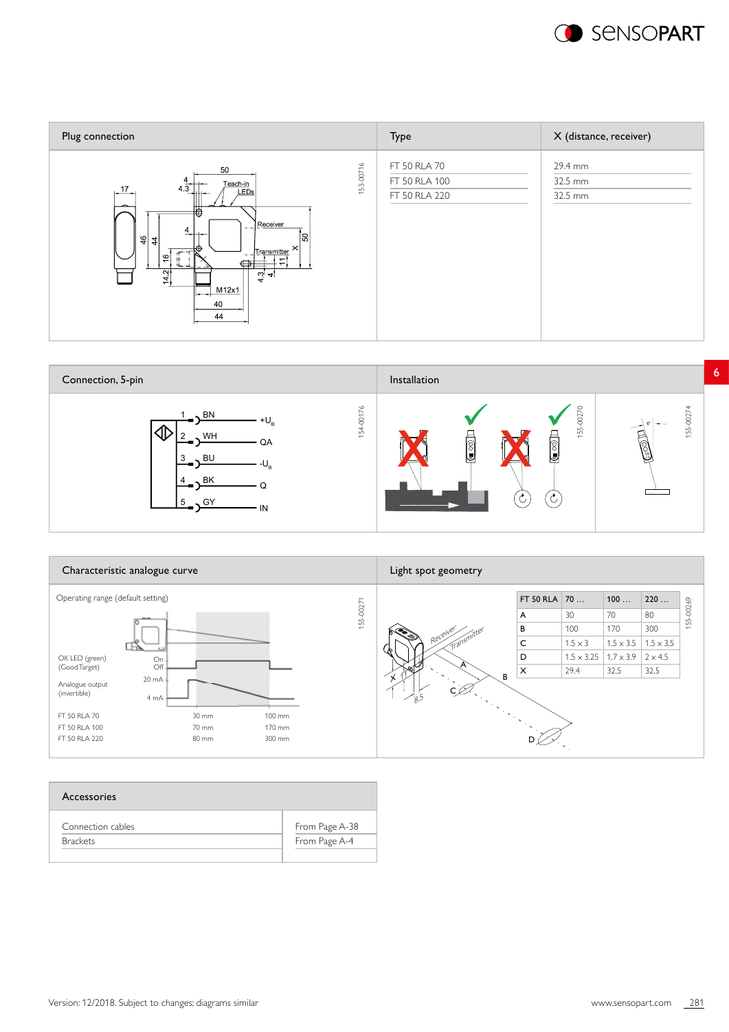| Plug connection | Type | X (distance, receiver) |
| --- | --- | --- |
| | FT 50 RLA 70 | 29.4 mm |
| | FT 50 RLA 100 | 32.5 mm |
| | FT 50 RLA 220 | 32.5 mm |

50
4
4.3
Teach-in
LEDs
17
Receiver
4
46
44
50
X
Transmitter
16
11
14.2
4.3
4
M12x1
40
44
153-00716

## Connection, 5-pin

1 BN +$U_B$
2 WH QA
3 BU -$U_B$
4 BK Q
5 GY IN

154-00176

## Installation

155-00270
155-00274

## Characteristic analogue curve

Operating range (default setting)

OK LED (green) (Good Target)
On
Off

Analogue output (invertible)
20 mA
4 mA

| | | |
| --- | --- | --- |
| FT 50 RLA 70 | 30 mm | 100 mm |
| FT 50 RLA 100 | 70 mm | 170 mm |
| FT 50 RLA 220 | 80 mm | 300 mm |

155-00271

## Light spot geometry

| FT 50 RLA | 70 … | 100 … | 220 … |
| --- | --- | --- | --- |
| A | 30 | 70 | 80 |
| B | 100 | 170 | 300 |
| C | 1.5 x 3 | 1.5 x 3.5 | 1.5 x 3.5 |
| D | 1.5 x 3.25 | 1.7 x 3.9 | 2 x 4.5 |
| X | 29.4 | 32.5 | 32.5 |

Receiver
Transmitter
X
11
8.5
A
B
C
D
155-00269

## Accessories

| | |
| --- | --- |
| Connection cables | From Page A-38 |
| Brackets | From Page A-4 |

Version: 12/2018. Subject to changes; diagrams similar